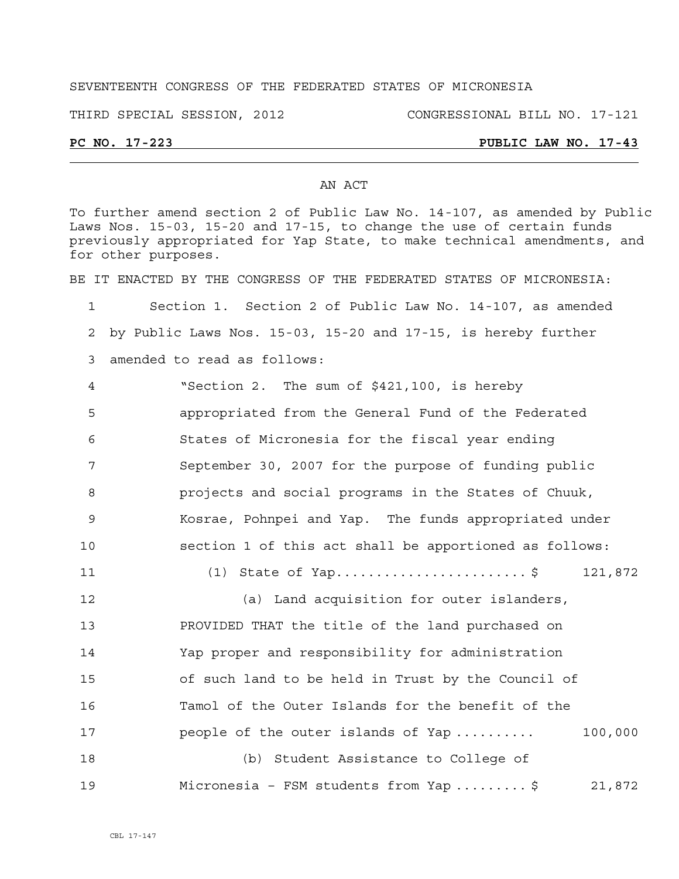SEVENTEENTH CONGRESS OF THE FEDERATED STATES OF MICRONESIA

THIRD SPECIAL SESSION, 2012 CONGRESSIONAL BILL NO. 17-121

**PC NO. 17-223 PUBLIC LAW NO. 17-43**

AN ACT

To further amend section 2 of Public Law No. 14-107, as amended by Public Laws Nos. 15-03, 15-20 and 17-15, to change the use of certain funds previously appropriated for Yap State, to make technical amendments, and for other purposes.

BE IT ENACTED BY THE CONGRESS OF THE FEDERATED STATES OF MICRONESIA:

1 Section 1. Section 2 of Public Law No. 14-107, as amended
2 by Public Laws Nos. 15-03, 15-20 and 17-15, is hereby further
3 amended to read as follows:

4 "Section 2. The sum of $421,100, is hereby
5 appropriated from the General Fund of the Federated
6 States of Micronesia for the fiscal year ending
7 September 30, 2007 for the purpose of funding public
8 projects and social programs in the States of Chuuk,
9 Kosrae, Pohnpei and Yap. The funds appropriated under
10 section 1 of this act shall be apportioned as follows:

11 (1) State of Yap........................$ 121,872

12 (a) Land acquisition for outer islanders,
13 PROVIDED THAT the title of the land purchased on
14 Yap proper and responsibility for administration
15 of such land to be held in Trust by the Council of
16 Tamol of the Outer Islands for the benefit of the
17 people of the outer islands of Yap .......... 100,000

18 (b) Student Assistance to College of
19 Micronesia – FSM students from Yap .........$ 21,872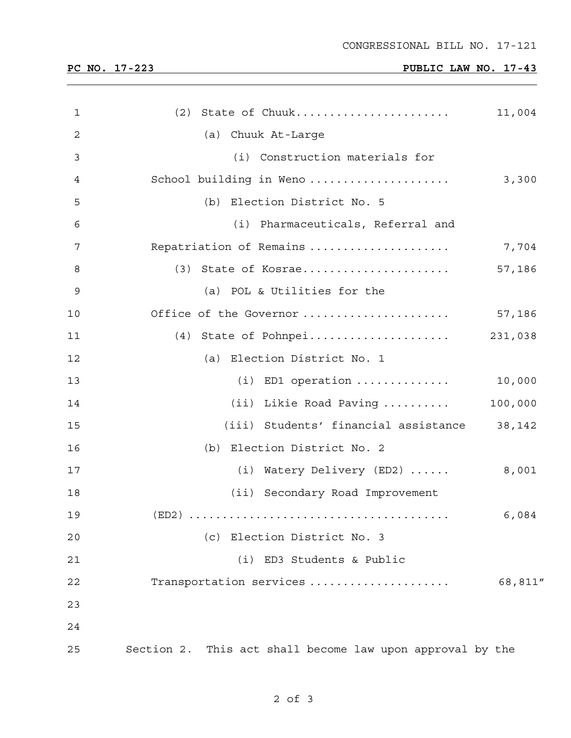(2) State of Chuuk...................... 11,004

(a) Chuuk At-Large

(i) Construction materials for School building in Weno .................... 3,300

(b) Election District No. 5

(i) Pharmaceuticals, Referral and Repatriation of Remains .................... 7,704

(3) State of Kosrae..................... 57,186

(a) POL & Utilities for the Office of the Governor ..................... 57,186

(4) State of Pohnpei.................... 231,038

(a) Election District No. 1

(i) ED1 operation ............. 10,000

(ii) Likie Road Paving .......... 100,000

(iii) Students' financial assistance 38,142

(b) Election District No. 2

(i) Watery Delivery (ED2) ...... 8,001

(ii) Secondary Road Improvement (ED2) ..................................... 6,084

(c) Election District No. 3

(i) ED3 Students & Public Transportation services .................... 68,811"

Section 2. This act shall become law upon approval by the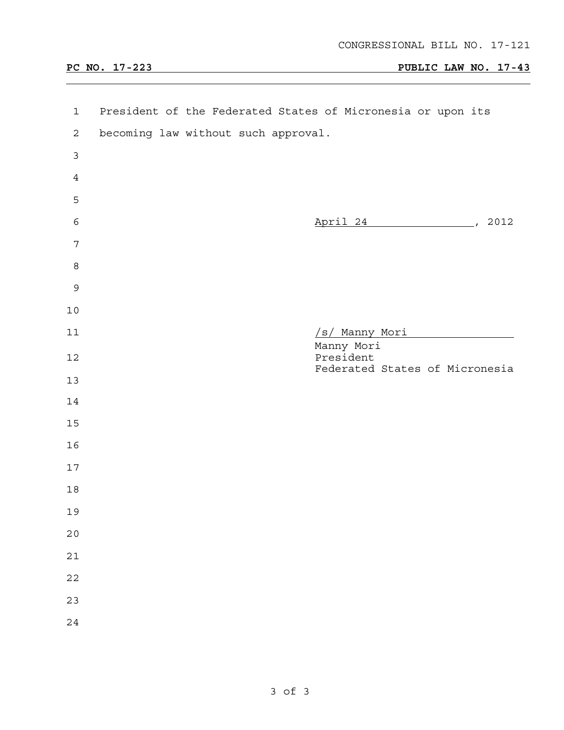President of the Federated States of Micronesia or upon its becoming law without such approval.

April 24, 2012

/s/ Manny Mori
Manny Mori
President
Federated States of Micronesia